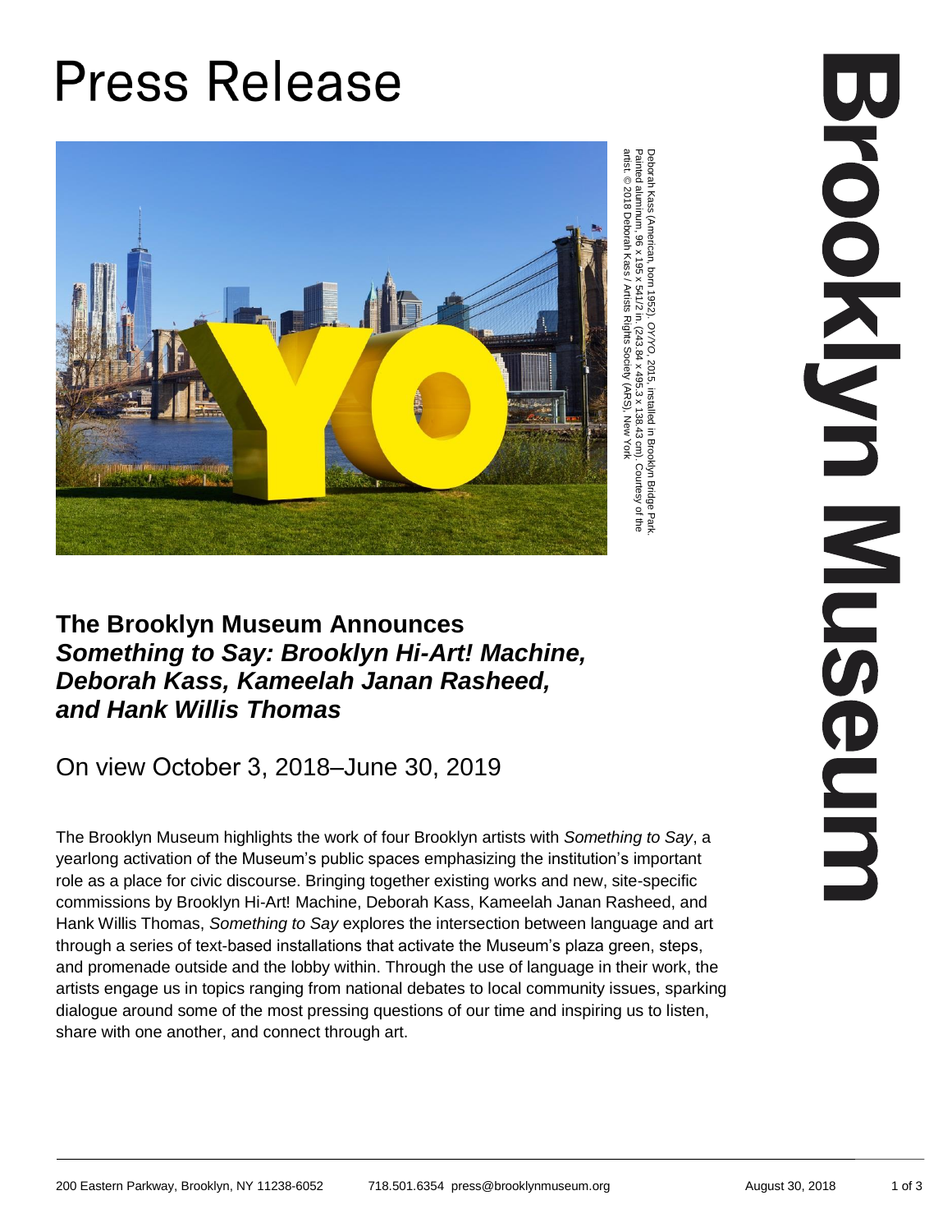# Press Release

Deborah Kass (American, born 1952). *OY/YO*, 2015, installed in Brooklyn Bridge Park. Painted aluminum, 96 x 195 x 541/2 in. (243.84 x 495.3 x 138.43 cm). Courtesy of the artist. © 2018 Deborah Kass / Artists Rights Society (ARS), New York

## The Brooklyn Museum Announces *Something to Say: Brooklyn Hi-Art! Machine, Deborah Kass, Kameelah Janan Rasheed, and Hank Willis Thomas*

On view October 3, 2018–June 30, 2019

The Brooklyn Museum highlights the work of four Brooklyn artists with *Something to Say*, a yearlong activation of the Museum's public spaces emphasizing the institution's important role as a place for civic discourse. Bringing together existing works and new, site-specific commissions by Brooklyn Hi-Art! Machine, Deborah Kass, Kameelah Janan Rasheed, and Hank Willis Thomas, *Something to Say* explores the intersection between language and art through a series of text-based installations that activate the Museum's plaza green, steps, and promenade outside and the lobby within. Through the use of language in their work, the artists engage us in topics ranging from national debates to local community issues, sparking dialogue around some of the most pressing questions of our time and inspiring us to listen, share with one another, and connect through art.

200 Eastern Parkway, Brooklyn, NY 11238-6052 718.501.6354 press@brooklynmuseum.org August 30, 2018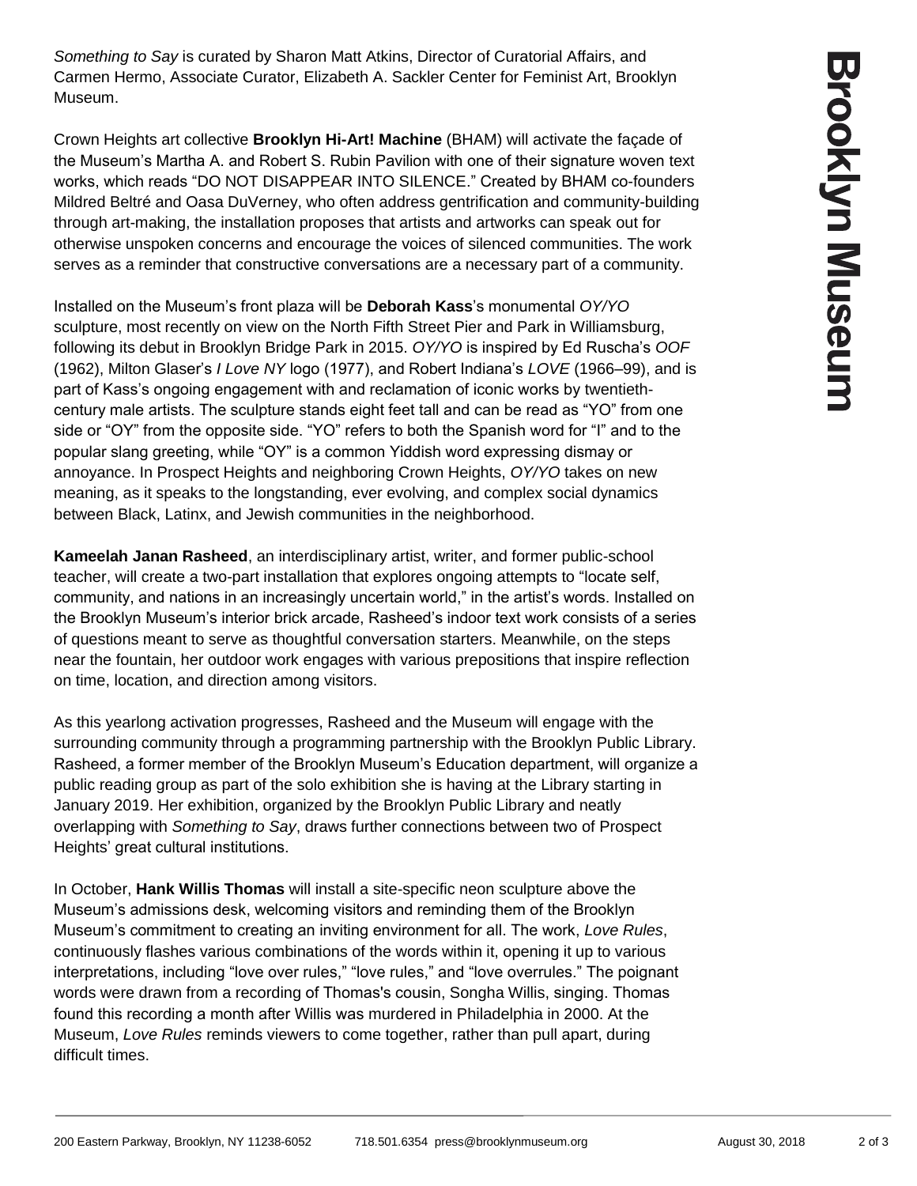*Something to Say* is curated by Sharon Matt Atkins, Director of Curatorial Affairs, and Carmen Hermo, Associate Curator, Elizabeth A. Sackler Center for Feminist Art, Brooklyn Museum.

Crown Heights art collective **Brooklyn Hi-Art! Machine** (BHAM) will activate the façade of the Museum's Martha A. and Robert S. Rubin Pavilion with one of their signature woven text works, which reads "DO NOT DISAPPEAR INTO SILENCE." Created by BHAM co-founders Mildred Beltré and Oasa DuVerney, who often address gentrification and community-building through art-making, the installation proposes that artists and artworks can speak out for otherwise unspoken concerns and encourage the voices of silenced communities. The work serves as a reminder that constructive conversations are a necessary part of a community.

Installed on the Museum's front plaza will be **Deborah Kass**'s monumental *OY/YO* sculpture, most recently on view on the North Fifth Street Pier and Park in Williamsburg, following its debut in Brooklyn Bridge Park in 2015. *OY/YO* is inspired by Ed Ruscha's *OOF* (1962), Milton Glaser's *I Love NY* logo (1977), and Robert Indiana's *LOVE* (1966–99), and is part of Kass's ongoing engagement with and reclamation of iconic works by twentieth-century male artists. The sculpture stands eight feet tall and can be read as "YO" from one side or "OY" from the opposite side. "YO" refers to both the Spanish word for "I" and to the popular slang greeting, while "OY" is a common Yiddish word expressing dismay or annoyance. In Prospect Heights and neighboring Crown Heights, *OY/YO* takes on new meaning, as it speaks to the longstanding, ever evolving, and complex social dynamics between Black, Latinx, and Jewish communities in the neighborhood.

**Kameelah Janan Rasheed**, an interdisciplinary artist, writer, and former public-school teacher, will create a two-part installation that explores ongoing attempts to "locate self, community, and nations in an increasingly uncertain world," in the artist's words. Installed on the Brooklyn Museum's interior brick arcade, Rasheed's indoor text work consists of a series of questions meant to serve as thoughtful conversation starters. Meanwhile, on the steps near the fountain, her outdoor work engages with various prepositions that inspire reflection on time, location, and direction among visitors.

As this yearlong activation progresses, Rasheed and the Museum will engage with the surrounding community through a programming partnership with the Brooklyn Public Library. Rasheed, a former member of the Brooklyn Museum's Education department, will organize a public reading group as part of the solo exhibition she is having at the Library starting in January 2019. Her exhibition, organized by the Brooklyn Public Library and neatly overlapping with *Something to Say*, draws further connections between two of Prospect Heights' great cultural institutions.

In October, **Hank Willis Thomas** will install a site-specific neon sculpture above the Museum's admissions desk, welcoming visitors and reminding them of the Brooklyn Museum's commitment to creating an inviting environment for all. The work, *Love Rules*, continuously flashes various combinations of the words within it, opening it up to various interpretations, including "love over rules," "love rules," and "love overrules." The poignant words were drawn from a recording of Thomas's cousin, Songha Willis, singing. Thomas found this recording a month after Willis was murdered in Philadelphia in 2000. At the Museum, *Love Rules* reminds viewers to come together, rather than pull apart, during difficult times.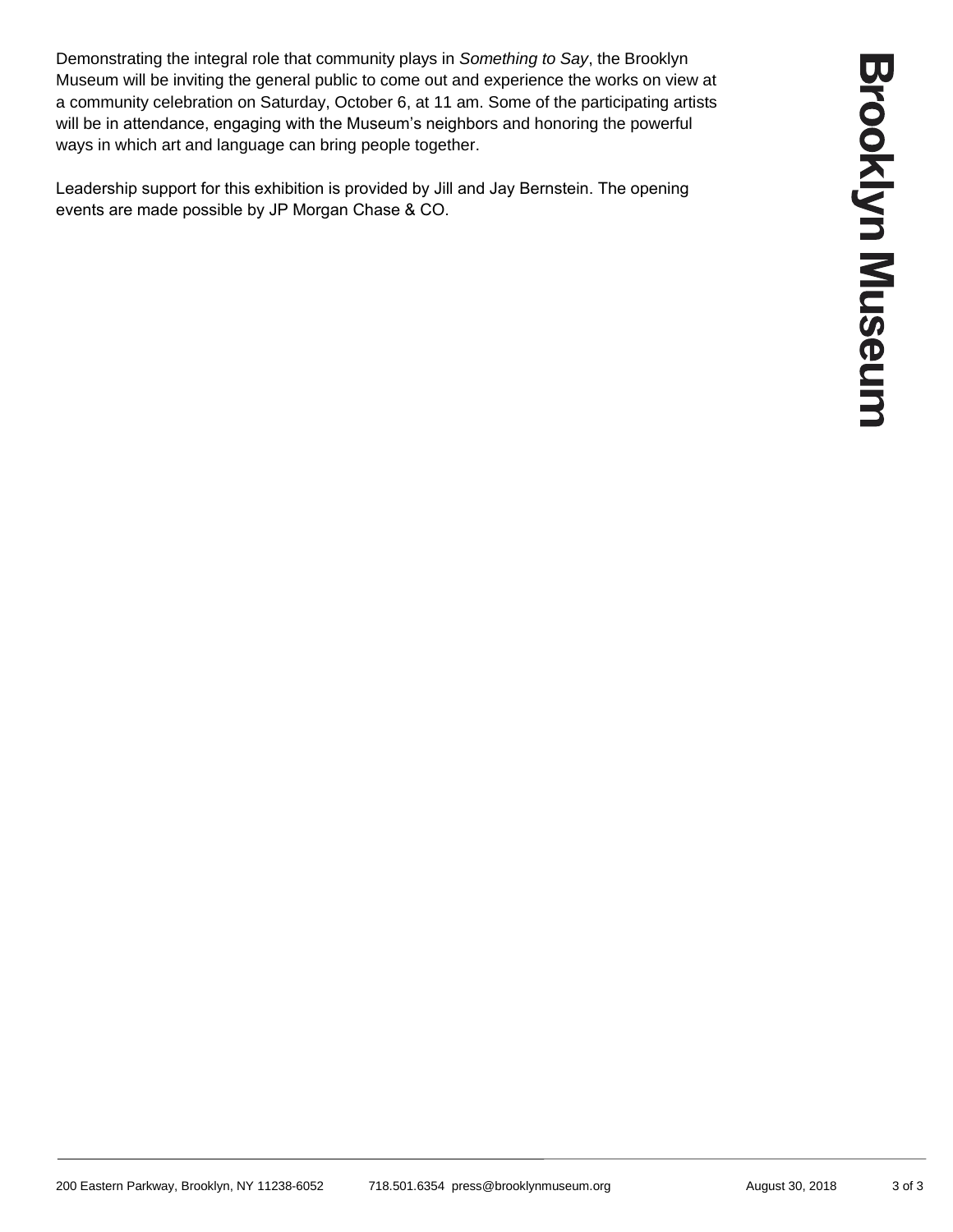Demonstrating the integral role that community plays in *Something to Say*, the Brooklyn Museum will be inviting the general public to come out and experience the works on view at a community celebration on Saturday, October 6, at 11 am. Some of the participating artists will be in attendance, engaging with the Museum's neighbors and honoring the powerful ways in which art and language can bring people together.

Leadership support for this exhibition is provided by Jill and Jay Bernstein. The opening events are made possible by JP Morgan Chase & CO.